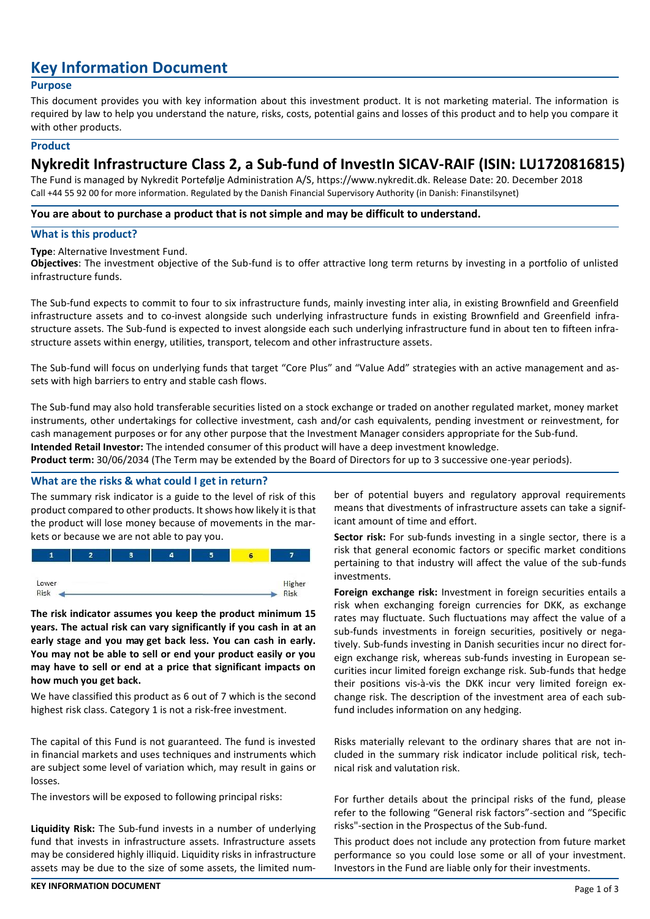# Key Information Document

## Purpose

This document provides you with key information about this investment product. It is not marketing material. The information is required by law to help you understand the nature, risks, costs, potential gains and losses of this product and to help you compare it with other products.

## Product

# Nykredit Infrastructure Class 2, a Sub-fund of InvestIn SICAV-RAIF (ISIN: LU1720816815)

The Fund is managed by Nykredit Portefølje Administration A/S, https://www.nykredit.dk. Release Date: 20. December 2018
Call +44 55 92 00 for more information. Regulated by the Danish Financial Supervisory Authority (in Danish: Finanstilsynet)

**You are about to purchase a product that is not simple and may be difficult to understand.**

## What is this product?

**Type**: Alternative Investment Fund.
**Objectives**: The investment objective of the Sub-fund is to offer attractive long term returns by investing in a portfolio of unlisted infrastructure funds.

The Sub-fund expects to commit to four to six infrastructure funds, mainly investing inter alia, in existing Brownfield and Greenfield infrastructure assets and to co-invest alongside such underlying infrastructure funds in existing Brownfield and Greenfield infrastructure assets. The Sub-fund is expected to invest alongside each such underlying infrastructure fund in about ten to fifteen infrastructure assets within energy, utilities, transport, telecom and other infrastructure assets.

The Sub-fund will focus on underlying funds that target "Core Plus" and "Value Add" strategies with an active management and assets with high barriers to entry and stable cash flows.

The Sub-fund may also hold transferable securities listed on a stock exchange or traded on another regulated market, money market instruments, other undertakings for collective investment, cash and/or cash equivalents, pending investment or reinvestment, for cash management purposes or for any other purpose that the Investment Manager considers appropriate for the Sub-fund.
**Intended Retail Investor:** The intended consumer of this product will have a deep investment knowledge.
**Product term:** 30/06/2034 (The Term may be extended by the Board of Directors for up to 3 successive one-year periods).

## What are the risks & what could I get in return?

The summary risk indicator is a guide to the level of risk of this product compared to other products. It shows how likely it is that the product will lose money because of movements in the markets or because we are not able to pay you.

| 1 | 2 | 3 | 4 | 5 | **6** | 7 |
|---|---|---|---|---|---|---|

Lower Risk ← → Higher Risk

**The risk indicator assumes you keep the product minimum 15 years. The actual risk can vary significantly if you cash in at an early stage and you may get back less. You can cash in early. You may not be able to sell or end your product easily or you may have to sell or end at a price that significant impacts on how much you get back.**

We have classified this product as 6 out of 7 which is the second highest risk class. Category 1 is not a risk-free investment.

The capital of this Fund is not guaranteed. The fund is invested in financial markets and uses techniques and instruments which are subject some level of variation which, may result in gains or losses.

The investors will be exposed to following principal risks:

**Liquidity Risk:** The Sub-fund invests in a number of underlying fund that invests in infrastructure assets. Infrastructure assets may be considered highly illiquid. Liquidity risks in infrastructure assets may be due to the size of some assets, the limited number of potential buyers and regulatory approval requirements means that divestments of infrastructure assets can take a significant amount of time and effort.

**Sector risk:** For sub-funds investing in a single sector, there is a risk that general economic factors or specific market conditions pertaining to that industry will affect the value of the sub-funds investments.

**Foreign exchange risk:** Investment in foreign securities entails a risk when exchanging foreign currencies for DKK, as exchange rates may fluctuate. Such fluctuations may affect the value of a sub-funds investments in foreign securities, positively or negatively. Sub-funds investing in Danish securities incur no direct foreign exchange risk, whereas sub-funds investing in European securities incur limited foreign exchange risk. Sub-funds that hedge their positions vis-à-vis the DKK incur very limited foreign exchange risk. The description of the investment area of each sub-fund includes information on any hedging.

Risks materially relevant to the ordinary shares that are not included in the summary risk indicator include political risk, technical risk and valutation risk.

For further details about the principal risks of the fund, please refer to the following "General risk factors"-section and "Specific risks"-section in the Prospectus of the Sub-fund.

This product does not include any protection from future market performance so you could lose some or all of your investment. Investors in the Fund are liable only for their investments.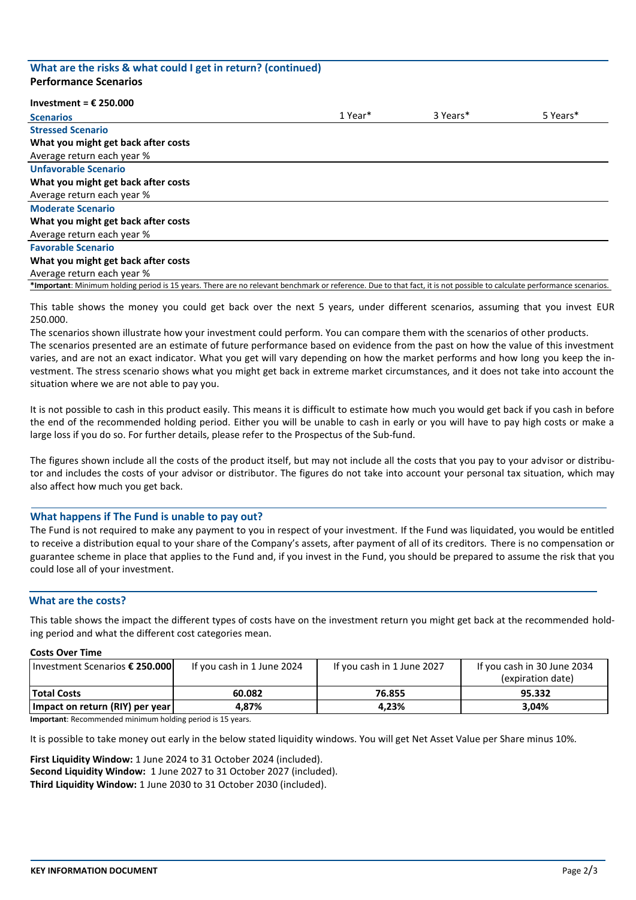## What are the risks & what could I get in return? (continued)

### Performance Scenarios

**Investment = € 250.000**

| Scenarios | 1 Year* | 3 Years* | 5 Years* |
|---|---|---|---|
| **Stressed Scenario** | | | |
| **What you might get back after costs** | | | |
| Average return each year % | | | |
| **Unfavorable Scenario** | | | |
| **What you might get back after costs** | | | |
| Average return each year % | | | |
| **Moderate Scenario** | | | |
| **What you might get back after costs** | | | |
| Average return each year % | | | |
| **Favorable Scenario** | | | |
| **What you might get back after costs** | | | |
| Average return each year % | | | |

***Important**: Minimum holding period is 15 years. There are no relevant benchmark or reference. Due to that fact, it is not possible to calculate performance scenarios.

This table shows the money you could get back over the next 5 years, under different scenarios, assuming that you invest EUR 250.000.

The scenarios shown illustrate how your investment could perform. You can compare them with the scenarios of other products.

The scenarios presented are an estimate of future performance based on evidence from the past on how the value of this investment varies, and are not an exact indicator. What you get will vary depending on how the market performs and how long you keep the investment. The stress scenario shows what you might get back in extreme market circumstances, and it does not take into account the situation where we are not able to pay you.

It is not possible to cash in this product easily. This means it is difficult to estimate how much you would get back if you cash in before the end of the recommended holding period. Either you will be unable to cash in early or you will have to pay high costs or make a large loss if you do so. For further details, please refer to the Prospectus of the Sub-fund.

The figures shown include all the costs of the product itself, but may not include all the costs that you pay to your advisor or distributor and includes the costs of your advisor or distributor. The figures do not take into account your personal tax situation, which may also affect how much you get back.

## What happens if The Fund is unable to pay out?

The Fund is not required to make any payment to you in respect of your investment. If the Fund was liquidated, you would be entitled to receive a distribution equal to your share of the Company's assets, after payment of all of its creditors. There is no compensation or guarantee scheme in place that applies to the Fund and, if you invest in the Fund, you should be prepared to assume the risk that you could lose all of your investment.

## What are the costs?

This table shows the impact the different types of costs have on the investment return you might get back at the recommended holding period and what the different cost categories mean.

**Costs Over Time**

| Investment Scenarios **€ 250.000** | If you cash in 1 June 2024 | If you cash in 1 June 2027 | If you cash in 30 June 2034 (expiration date) |
|---|---|---|---|
| **Total Costs** | **60.082** | **76.855** | **95.332** |
| **Impact on return (RIY) per year** | **4,87%** | **4,23%** | **3,04%** |

**Important**: Recommended minimum holding period is 15 years.

It is possible to take money out early in the below stated liquidity windows. You will get Net Asset Value per Share minus 10%.

**First Liquidity Window:** 1 June 2024 to 31 October 2024 (included).
**Second Liquidity Window:** 1 June 2027 to 31 October 2027 (included).
**Third Liquidity Window:** 1 June 2030 to 31 October 2030 (included).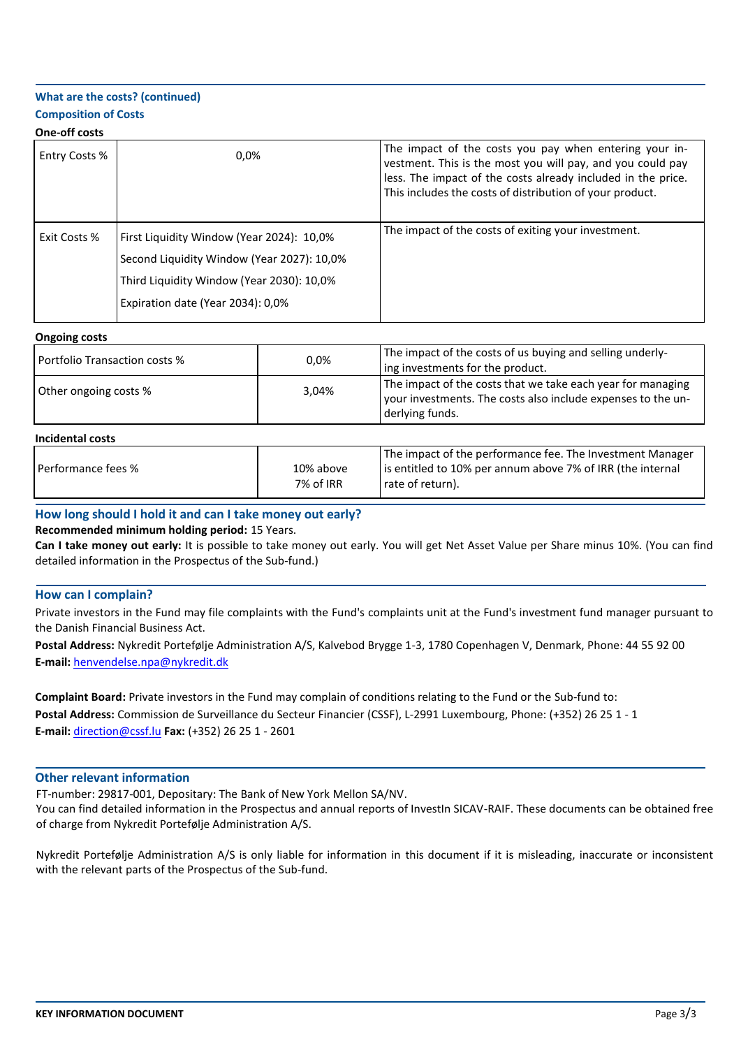## What are the costs? (continued)

### Composition of Costs

**One-off costs**

| | | |
|---|---|---|
| Entry Costs % | 0,0% | The impact of the costs you pay when entering your investment. This is the most you will pay, and you could pay less. The impact of the costs already included in the price. This includes the costs of distribution of your product. |
| Exit Costs % | First Liquidity Window (Year 2024): 10,0%<br>Second Liquidity Window (Year 2027): 10,0%<br>Third Liquidity Window (Year 2030): 10,0%<br>Expiration date (Year 2034): 0,0% | The impact of the costs of exiting your investment. |

**Ongoing costs**

| | | |
|---|---|---|
| Portfolio Transaction costs % | 0,0% | The impact of the costs of us buying and selling underlying investments for the product. |
| Other ongoing costs % | 3,04% | The impact of the costs that we take each year for managing your investments. The costs also include expenses to the underlying funds. |

**Incidental costs**

| | | |
|---|---|---|
| Performance fees % | 10% above 7% of IRR | The impact of the performance fee. The Investment Manager is entitled to 10% per annum above 7% of IRR (the internal rate of return). |

## How long should I hold it and can I take money out early?

**Recommended minimum holding period:** 15 Years.

**Can I take money out early:** It is possible to take money out early. You will get Net Asset Value per Share minus 10%. (You can find detailed information in the Prospectus of the Sub-fund.)

## How can I complain?

Private investors in the Fund may file complaints with the Fund's complaints unit at the Fund's investment fund manager pursuant to the Danish Financial Business Act.

**Postal Address:** Nykredit Portefølje Administration A/S, Kalvebod Brygge 1-3, 1780 Copenhagen V, Denmark, Phone: 44 55 92 00

**E-mail:** henvendelse.npa@nykredit.dk

**Complaint Board:** Private investors in the Fund may complain of conditions relating to the Fund or the Sub-fund to:

**Postal Address:** Commission de Surveillance du Secteur Financier (CSSF), L-2991 Luxembourg, Phone: (+352) 26 25 1 - 1

**E-mail:** direction@cssf.lu **Fax:** (+352) 26 25 1 - 2601

## Other relevant information

FT-number: 29817-001, Depositary: The Bank of New York Mellon SA/NV.

You can find detailed information in the Prospectus and annual reports of InvestIn SICAV-RAIF. These documents can be obtained free of charge from Nykredit Portefølje Administration A/S.

Nykredit Portefølje Administration A/S is only liable for information in this document if it is misleading, inaccurate or inconsistent with the relevant parts of the Prospectus of the Sub-fund.